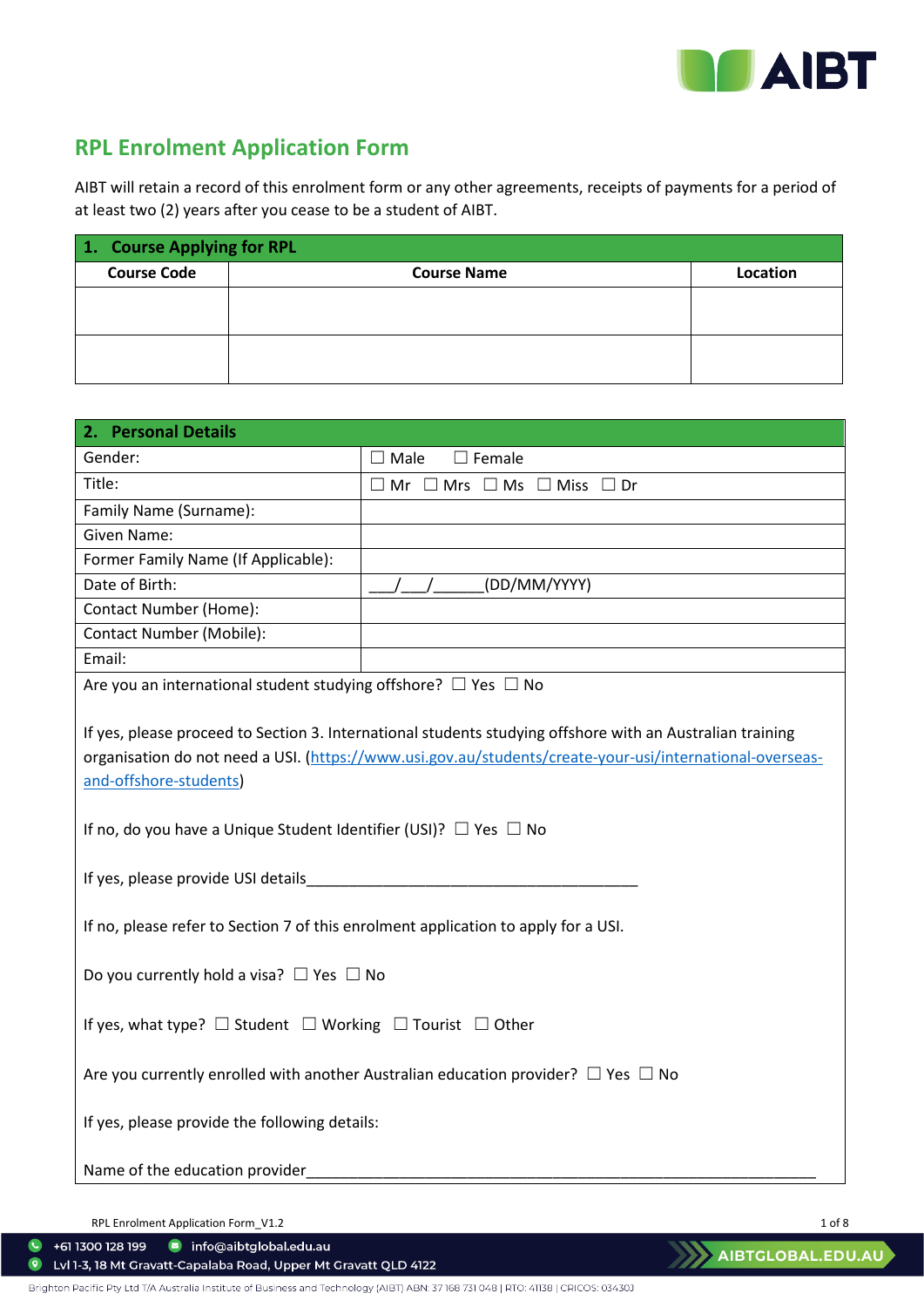## RPL Enrolment Application Form

AIBT will retain a record of this enrolment form or any other agreements, receipts of payments for a period of at least two (2) years after you cease to be a student of AIBT.

| 1. Course Applying for RPL | | |
|---|---|---|
| **Course Code** | **Course Name** | **Location** |
| | | |
| | | |

| 2. Personal Details | |
|---|---|
| Gender: | ☐ Male ☐ Female |
| Title: | ☐ Mr ☐ Mrs ☐ Ms ☐ Miss ☐ Dr |
| Family Name (Surname): | |
| Given Name: | |
| Former Family Name (If Applicable): | |
| Date of Birth: | ___/___/______(DD/MM/YYYY) |
| Contact Number (Home): | |
| Contact Number (Mobile): | |
| Email: | |

Are you an international student studying offshore? ☐ Yes ☐ No

If yes, please proceed to Section 3. International students studying offshore with an Australian training organisation do not need a USI. (https://www.usi.gov.au/students/create-your-usi/international-overseas-and-offshore-students)

If no, do you have a Unique Student Identifier (USI)? ☐ Yes ☐ No

If yes, please provide USI details________________________________________

If no, please refer to Section 7 of this enrolment application to apply for a USI.

Do you currently hold a visa? ☐ Yes ☐ No

If yes, what type? ☐ Student ☐ Working ☐ Tourist ☐ Other

Are you currently enrolled with another Australian education provider? ☐ Yes ☐ No

If yes, please provide the following details:

Name of the education provider______________________________________________________________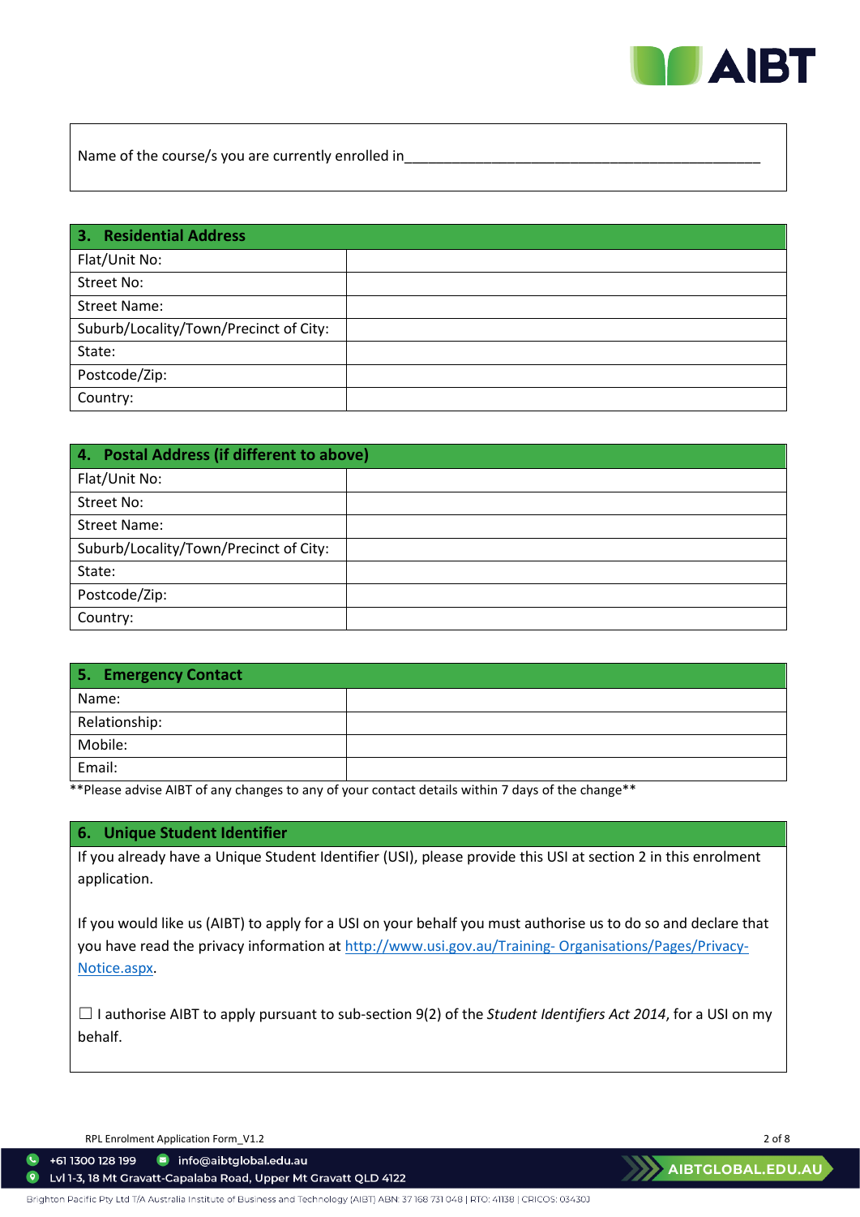Name of the course/s you are currently enrolled in_______________________________________________

| 3. Residential Address | |
|---|---|
| Flat/Unit No: | |
| Street No: | |
| Street Name: | |
| Suburb/Locality/Town/Precinct of City: | |
| State: | |
| Postcode/Zip: | |
| Country: | |

| 4. Postal Address (if different to above) | |
|---|---|
| Flat/Unit No: | |
| Street No: | |
| Street Name: | |
| Suburb/Locality/Town/Precinct of City: | |
| State: | |
| Postcode/Zip: | |
| Country: | |

| 5. Emergency Contact | |
|---|---|
| Name: | |
| Relationship: | |
| Mobile: | |
| Email: | |

**Please advise AIBT of any changes to any of your contact details within 7 days of the change**

## 6. Unique Student Identifier

If you already have a Unique Student Identifier (USI), please provide this USI at section 2 in this enrolment application.

If you would like us (AIBT) to apply for a USI on your behalf you must authorise us to do so and declare that you have read the privacy information at [http://www.usi.gov.au/Training- Organisations/Pages/Privacy-Notice.aspx](http://www.usi.gov.au/Training-Organisations/Pages/Privacy-Notice.aspx).

☐ I authorise AIBT to apply pursuant to sub-section 9(2) of the *Student Identifiers Act 2014*, for a USI on my behalf.

RPL Enrolment Application Form_V1.2

+61 1300 128 199 info@aibtglobal.edu.au
Lvl 1-3, 18 Mt Gravatt-Capalaba Road, Upper Mt Gravatt QLD 4122
AIBTGLOBAL.EDU.AU
Brighton Pacific Pty Ltd T/A Australia Institute of Business and Technology (AIBT) ABN: 37 168 731 048 | RTO: 41138 | CRICOS: 03430J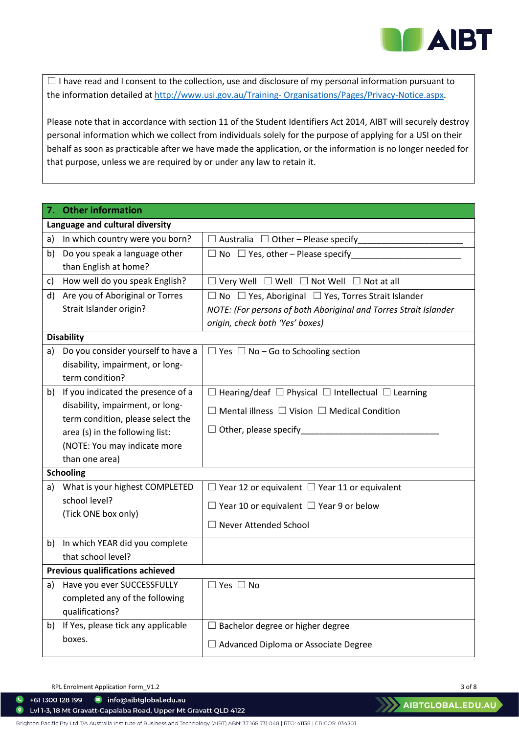☐ I have read and I consent to the collection, use and disclosure of my personal information pursuant to the information detailed at [http://www.usi.gov.au/Training- Organisations/Pages/Privacy-Notice.aspx](http://www.usi.gov.au/Training-Organisations/Pages/Privacy-Notice.aspx).

Please note that in accordance with section 11 of the Student Identifiers Act 2014, AIBT will securely destroy personal information which we collect from individuals solely for the purpose of applying for a USI on their behalf as soon as practicable after we have made the application, or the information is no longer needed for that purpose, unless we are required by or under any law to retain it.

## 7. Other information

| **Language and cultural diversity** | |
|---|---|
| a) In which country were you born? | ☐ Australia ☐ Other – Please specify______________________ |
| b) Do you speak a language other than English at home? | ☐ No ☐ Yes, other – Please specify______________________ |
| c) How well do you speak English? | ☐ Very Well ☐ Well ☐ Not Well ☐ Not at all |
| d) Are you of Aboriginal or Torres Strait Islander origin? | ☐ No ☐ Yes, Aboriginal ☐ Yes, Torres Strait Islander<br>*NOTE: (For persons of both Aboriginal and Torres Strait Islander origin, check both 'Yes' boxes)* |
| **Disability** | |
| a) Do you consider yourself to have a disability, impairment, or long-term condition? | ☐ Yes ☐ No – Go to Schooling section |
| b) If you indicated the presence of a disability, impairment, or long-term condition, please select the area (s) in the following list: (NOTE: You may indicate more than one area) | ☐ Hearing/deaf ☐ Physical ☐ Intellectual ☐ Learning<br>☐ Mental illness ☐ Vision ☐ Medical Condition<br>☐ Other, please specify_____________________________ |
| **Schooling** | |
| a) What is your highest COMPLETED school level? (Tick ONE box only) | ☐ Year 12 or equivalent ☐ Year 11 or equivalent<br>☐ Year 10 or equivalent ☐ Year 9 or below<br>☐ Never Attended School |
| b) In which YEAR did you complete that school level? | |
| **Previous qualifications achieved** | |
| a) Have you ever SUCCESSFULLY completed any of the following qualifications? | ☐ Yes ☐ No |
| b) If Yes, please tick any applicable boxes. | ☐ Bachelor degree or higher degree<br>☐ Advanced Diploma or Associate Degree |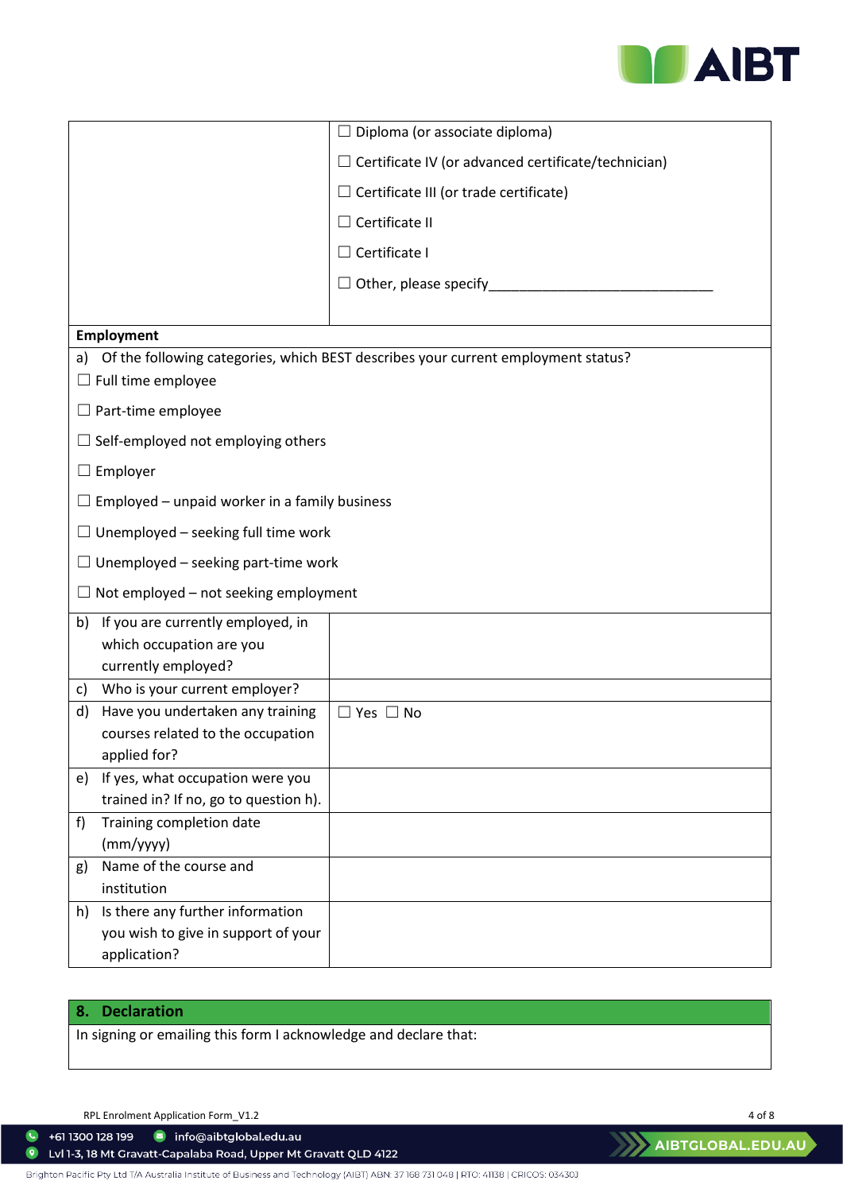| | ☐ Diploma (or associate diploma)<br>☐ Certificate IV (or advanced certificate/technician)<br>☐ Certificate III (or trade certificate)<br>☐ Certificate II<br>☐ Certificate I<br>☐ Other, please specify______________________________ |
|---|---|

**Employment**

a) Of the following categories, which BEST describes your current employment status?

☐ Full time employee

☐ Part-time employee

☐ Self-employed not employing others

☐ Employer

☐ Employed – unpaid worker in a family business

☐ Unemployed – seeking full time work

☐ Unemployed – seeking part-time work

☐ Not employed – not seeking employment

| | |
|---|---|
| b) If you are currently employed, in which occupation are you currently employed? | |
| c) Who is your current employer? | |
| d) Have you undertaken any training courses related to the occupation applied for? | ☐ Yes ☐ No |
| e) If yes, what occupation were you trained in? If no, go to question h). | |
| f) Training completion date (mm/yyyy) | |
| g) Name of the course and institution | |
| h) Is there any further information you wish to give in support of your application? | |

## 8. Declaration

In signing or emailing this form I acknowledge and declare that: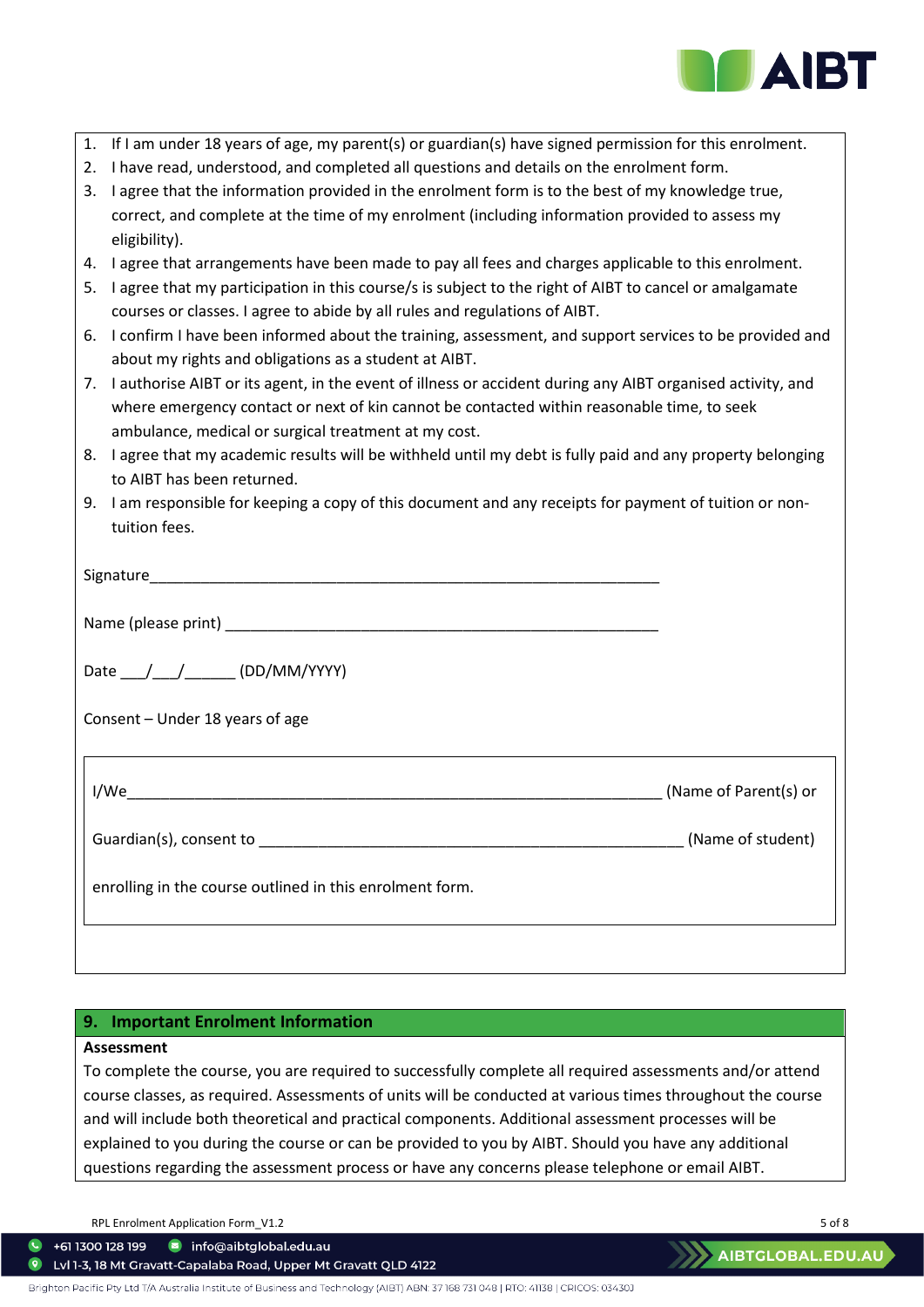1. If I am under 18 years of age, my parent(s) or guardian(s) have signed permission for this enrolment.
2. I have read, understood, and completed all questions and details on the enrolment form.
3. I agree that the information provided in the enrolment form is to the best of my knowledge true, correct, and complete at the time of my enrolment (including information provided to assess my eligibility).
4. I agree that arrangements have been made to pay all fees and charges applicable to this enrolment.
5. I agree that my participation in this course/s is subject to the right of AIBT to cancel or amalgamate courses or classes. I agree to abide by all rules and regulations of AIBT.
6. I confirm I have been informed about the training, assessment, and support services to be provided and about my rights and obligations as a student at AIBT.
7. I authorise AIBT or its agent, in the event of illness or accident during any AIBT organised activity, and where emergency contact or next of kin cannot be contacted within reasonable time, to seek ambulance, medical or surgical treatment at my cost.
8. I agree that my academic results will be withheld until my debt is fully paid and any property belonging to AIBT has been returned.
9. I am responsible for keeping a copy of this document and any receipts for payment of tuition or non-tuition fees.

Signature_________________________________________________________________

Name (please print) _______________________________________________________

Date ___/___/______ (DD/MM/YYYY)

Consent – Under 18 years of age

I/We______________________________________________________________ (Name of Parent(s) or

Guardian(s), consent to _____________________________________________________ (Name of student)

enrolling in the course outlined in this enrolment form.

## 9. Important Enrolment Information

**Assessment**

To complete the course, you are required to successfully complete all required assessments and/or attend course classes, as required. Assessments of units will be conducted at various times throughout the course and will include both theoretical and practical components. Additional assessment processes will be explained to you during the course or can be provided to you by AIBT. Should you have any additional questions regarding the assessment process or have any concerns please telephone or email AIBT.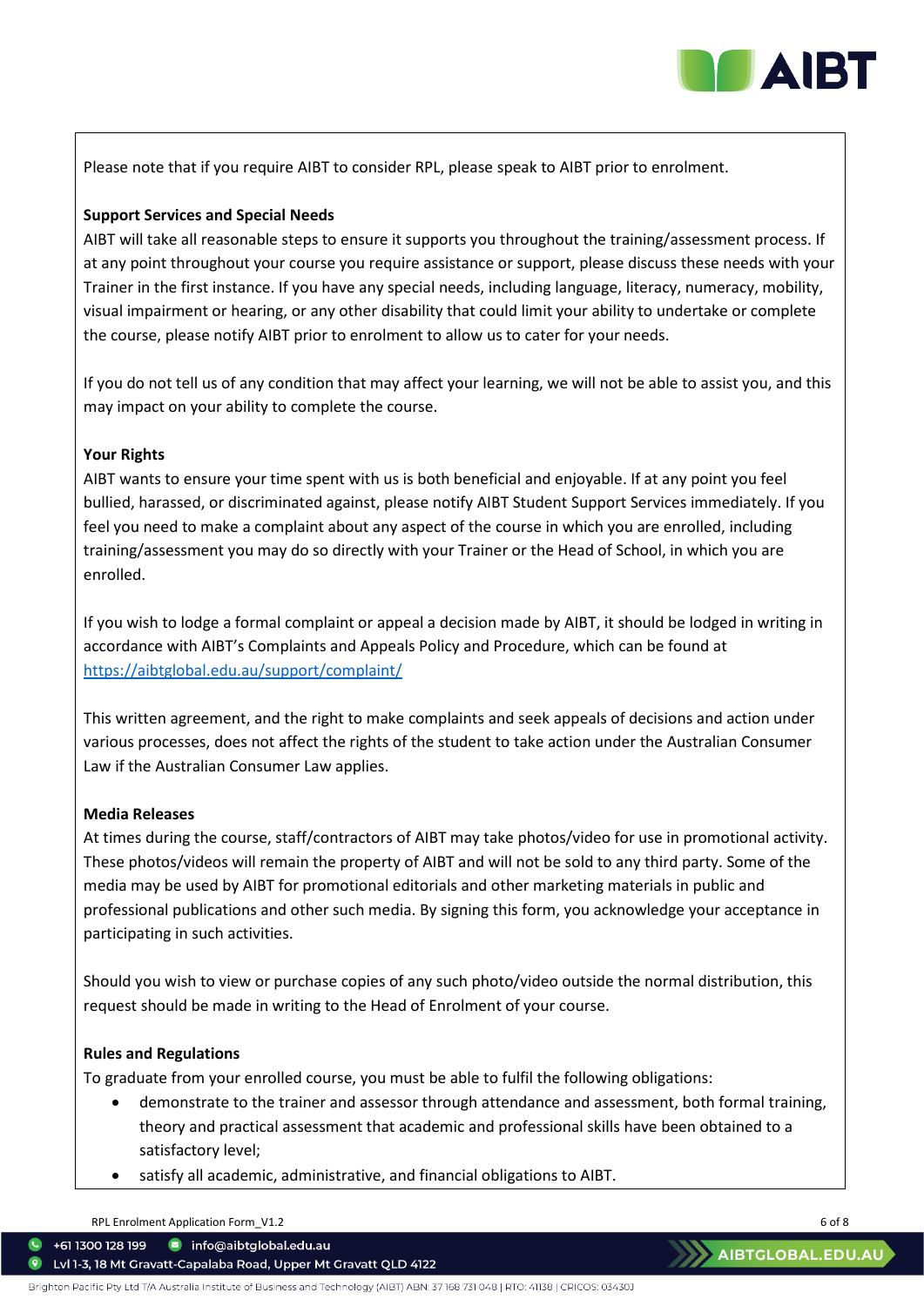Please note that if you require AIBT to consider RPL, please speak to AIBT prior to enrolment.

**Support Services and Special Needs**

AIBT will take all reasonable steps to ensure it supports you throughout the training/assessment process. If at any point throughout your course you require assistance or support, please discuss these needs with your Trainer in the first instance. If you have any special needs, including language, literacy, numeracy, mobility, visual impairment or hearing, or any other disability that could limit your ability to undertake or complete the course, please notify AIBT prior to enrolment to allow us to cater for your needs.

If you do not tell us of any condition that may affect your learning, we will not be able to assist you, and this may impact on your ability to complete the course.

**Your Rights**

AIBT wants to ensure your time spent with us is both beneficial and enjoyable. If at any point you feel bullied, harassed, or discriminated against, please notify AIBT Student Support Services immediately. If you feel you need to make a complaint about any aspect of the course in which you are enrolled, including training/assessment you may do so directly with your Trainer or the Head of School, in which you are enrolled.

If you wish to lodge a formal complaint or appeal a decision made by AIBT, it should be lodged in writing in accordance with AIBT's Complaints and Appeals Policy and Procedure, which can be found at https://aibtglobal.edu.au/support/complaint/

This written agreement, and the right to make complaints and seek appeals of decisions and action under various processes, does not affect the rights of the student to take action under the Australian Consumer Law if the Australian Consumer Law applies.

**Media Releases**

At times during the course, staff/contractors of AIBT may take photos/video for use in promotional activity. These photos/videos will remain the property of AIBT and will not be sold to any third party. Some of the media may be used by AIBT for promotional editorials and other marketing materials in public and professional publications and other such media. By signing this form, you acknowledge your acceptance in participating in such activities.

Should you wish to view or purchase copies of any such photo/video outside the normal distribution, this request should be made in writing to the Head of Enrolment of your course.

**Rules and Regulations**

To graduate from your enrolled course, you must be able to fulfil the following obligations:

- demonstrate to the trainer and assessor through attendance and assessment, both formal training, theory and practical assessment that academic and professional skills have been obtained to a satisfactory level;
- satisfy all academic, administrative, and financial obligations to AIBT.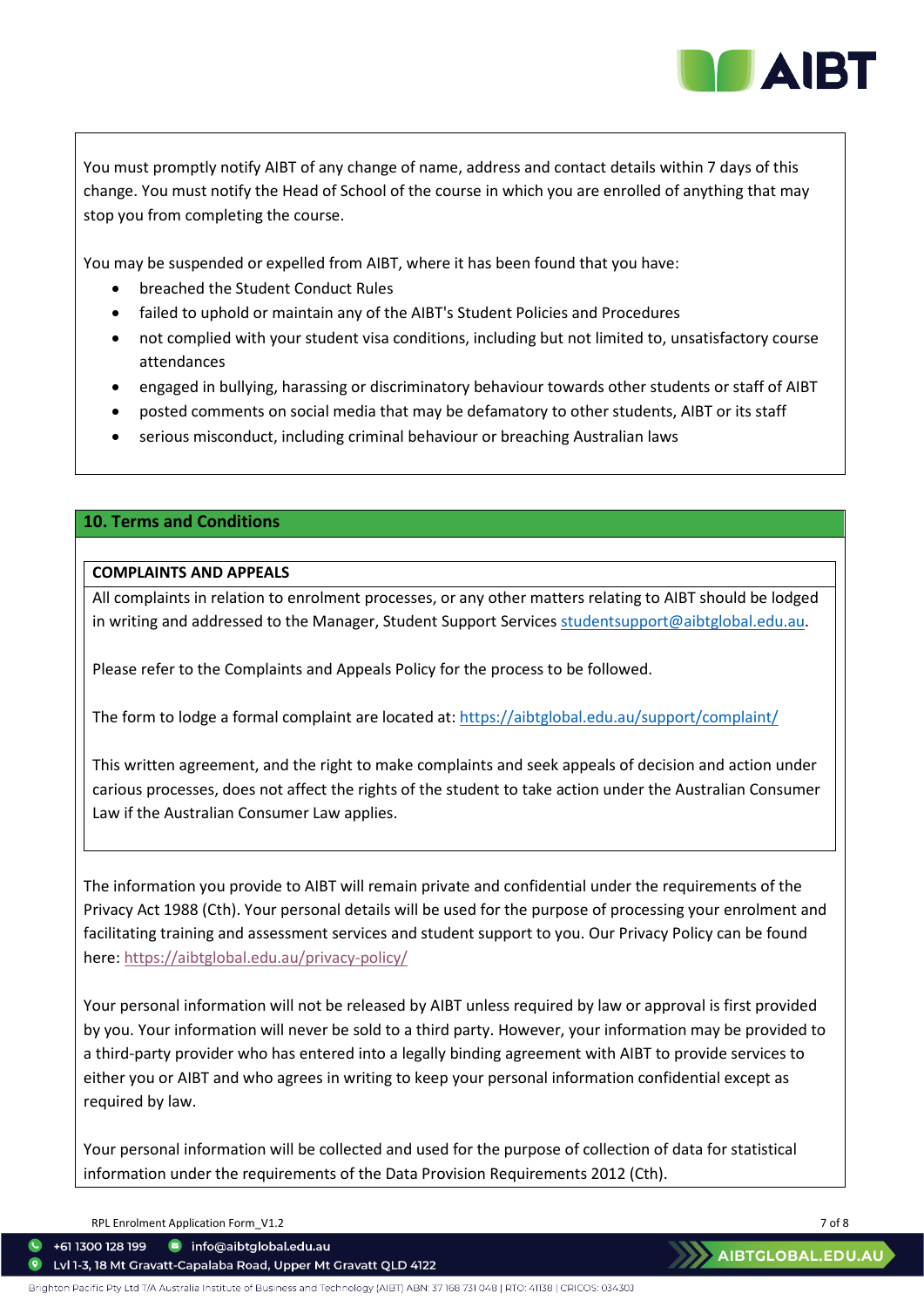You must promptly notify AIBT of any change of name, address and contact details within 7 days of this change. You must notify the Head of School of the course in which you are enrolled of anything that may stop you from completing the course.

You may be suspended or expelled from AIBT, where it has been found that you have:

- breached the Student Conduct Rules
- failed to uphold or maintain any of the AIBT's Student Policies and Procedures
- not complied with your student visa conditions, including but not limited to, unsatisfactory course attendances
- engaged in bullying, harassing or discriminatory behaviour towards other students or staff of AIBT
- posted comments on social media that may be defamatory to other students, AIBT or its staff
- serious misconduct, including criminal behaviour or breaching Australian laws

## 10. Terms and Conditions

**COMPLAINTS AND APPEALS**

All complaints in relation to enrolment processes, or any other matters relating to AIBT should be lodged in writing and addressed to the Manager, Student Support Services studentsupport@aibtglobal.edu.au.

Please refer to the Complaints and Appeals Policy for the process to be followed.

The form to lodge a formal complaint are located at: https://aibtglobal.edu.au/support/complaint/

This written agreement, and the right to make complaints and seek appeals of decision and action under carious processes, does not affect the rights of the student to take action under the Australian Consumer Law if the Australian Consumer Law applies.

The information you provide to AIBT will remain private and confidential under the requirements of the Privacy Act 1988 (Cth). Your personal details will be used for the purpose of processing your enrolment and facilitating training and assessment services and student support to you. Our Privacy Policy can be found here: https://aibtglobal.edu.au/privacy-policy/

Your personal information will not be released by AIBT unless required by law or approval is first provided by you. Your information will never be sold to a third party. However, your information may be provided to a third-party provider who has entered into a legally binding agreement with AIBT to provide services to either you or AIBT and who agrees in writing to keep your personal information confidential except as required by law.

Your personal information will be collected and used for the purpose of collection of data for statistical information under the requirements of the Data Provision Requirements 2012 (Cth).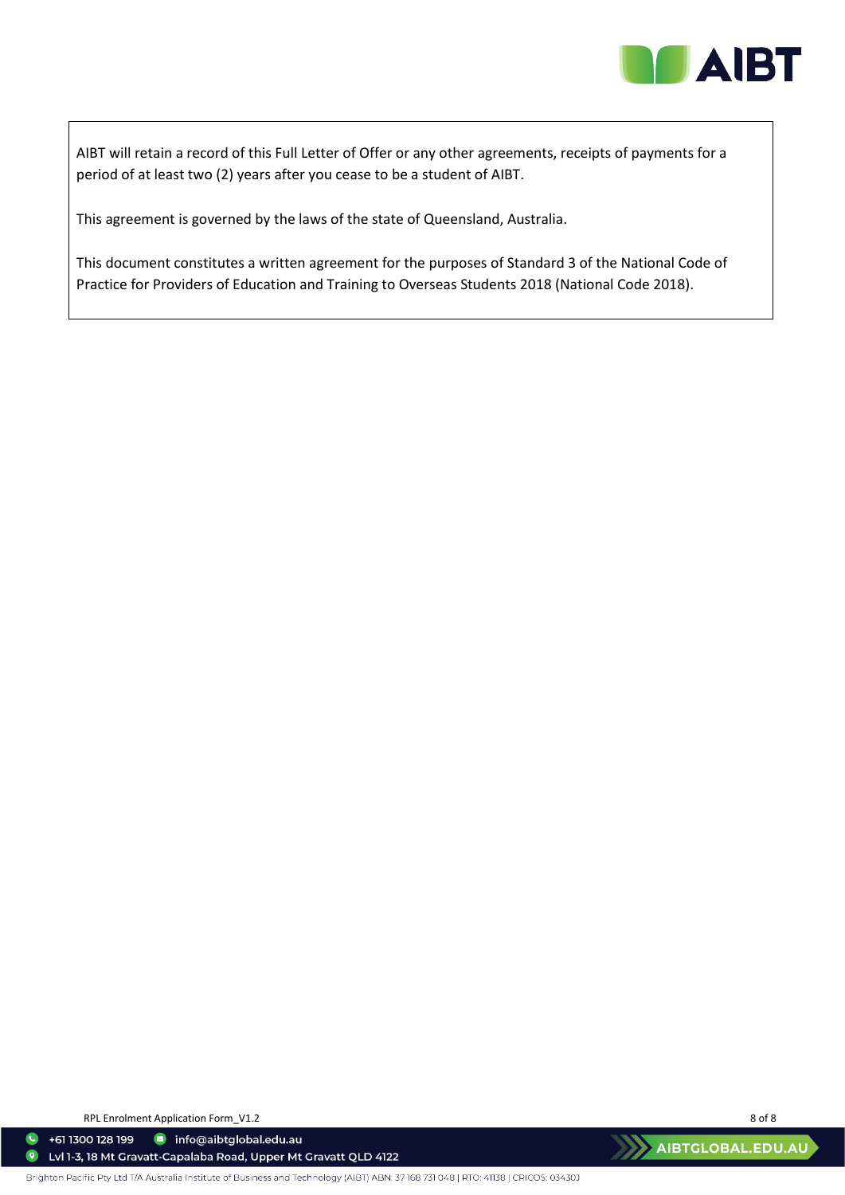AIBT will retain a record of this Full Letter of Offer or any other agreements, receipts of payments for a period of at least two (2) years after you cease to be a student of AIBT.

This agreement is governed by the laws of the state of Queensland, Australia.

This document constitutes a written agreement for the purposes of Standard 3 of the National Code of Practice for Providers of Education and Training to Overseas Students 2018 (National Code 2018).